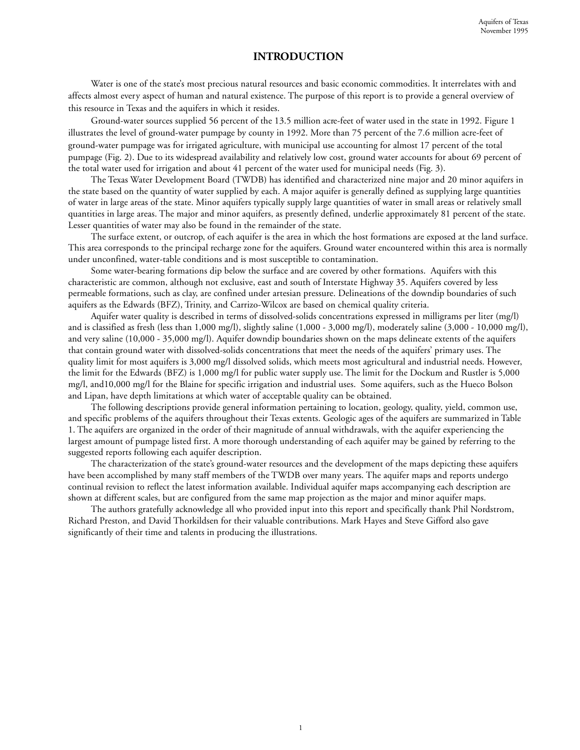# INTRODUCTION

Water is one of the state's most precious natural resources and basic economic commodities. It interrelates with and affects almost every aspect of human and natural existence. The purpose of this report is to provide a general overview of this resource in Texas and the aquifers in which it resides.

Ground-water sources supplied 56 percent of the 13.5 million acre-feet of water used in the state in 1992. Figure 1 illustrates the level of ground-water pumpage by county in 1992. More than 75 percent of the 7.6 million acre-feet of ground-water pumpage was for irrigated agriculture, with municipal use accounting for almost 17 percent of the total pumpage (Fig. 2). Due to its widespread availability and relatively low cost, ground water accounts for about 69 percent of the total water used for irrigation and about 41 percent of the water used for municipal needs (Fig. 3).

The Texas Water Development Board (TWDB) has identified and characterized nine major and 20 minor aquifers in the state based on the quantity of water supplied by each. A major aquifer is generally defined as supplying large quantities of water in large areas of the state. Minor aquifers typically supply large quantities of water in small areas or relatively small quantities in large areas. The major and minor aquifers, as presently defined, underlie approximately 81 percent of the state. Lesser quantities of water may also be found in the remainder of the state.

The surface extent, or outcrop, of each aquifer is the area in which the host formations are exposed at the land surface. This area corresponds to the principal recharge zone for the aquifers. Ground water encountered within this area is normally under unconfined, water-table conditions and is most susceptible to contamination.

Some water-bearing formations dip below the surface and are covered by other formations. Aquifers with this characteristic are common, although not exclusive, east and south of Interstate Highway 35. Aquifers covered by less permeable formations, such as clay, are confined under artesian pressure. Delineations of the downdip boundaries of such aquifers as the Edwards (BFZ), Trinity, and Carrizo-Wilcox are based on chemical quality criteria.

Aquifer water quality is described in terms of dissolved-solids concentrations expressed in milligrams per liter (mg/l) and is classified as fresh (less than 1,000 mg/l), slightly saline (1,000 - 3,000 mg/l), moderately saline (3,000 - 10,000 mg/l), and very saline (10,000 - 35,000 mg/l). Aquifer downdip boundaries shown on the maps delineate extents of the aquifers that contain ground water with dissolved-solids concentrations that meet the needs of the aquifers' primary uses. The quality limit for most aquifers is 3,000 mg/l dissolved solids, which meets most agricultural and industrial needs. However, the limit for the Edwards (BFZ) is 1,000 mg/l for public water supply use. The limit for the Dockum and Rustler is 5,000 mg/l, and10,000 mg/l for the Blaine for specific irrigation and industrial uses. Some aquifers, such as the Hueco Bolson and Lipan, have depth limitations at which water of acceptable quality can be obtained.

The following descriptions provide general information pertaining to location, geology, quality, yield, common use, and specific problems of the aquifers throughout their Texas extents. Geologic ages of the aquifers are summarized in Table 1. The aquifers are organized in the order of their magnitude of annual withdrawals, with the aquifer experiencing the largest amount of pumpage listed first. A more thorough understanding of each aquifer may be gained by referring to the suggested reports following each aquifer description.

The characterization of the state's ground-water resources and the development of the maps depicting these aquifers have been accomplished by many staff members of the TWDB over many years. The aquifer maps and reports undergo continual revision to reflect the latest information available. Individual aquifer maps accompanying each description are shown at different scales, but are configured from the same map projection as the major and minor aquifer maps.

The authors gratefully acknowledge all who provided input into this report and specifically thank Phil Nordstrom, Richard Preston, and David Thorkildsen for their valuable contributions. Mark Hayes and Steve Gifford also gave significantly of their time and talents in producing the illustrations.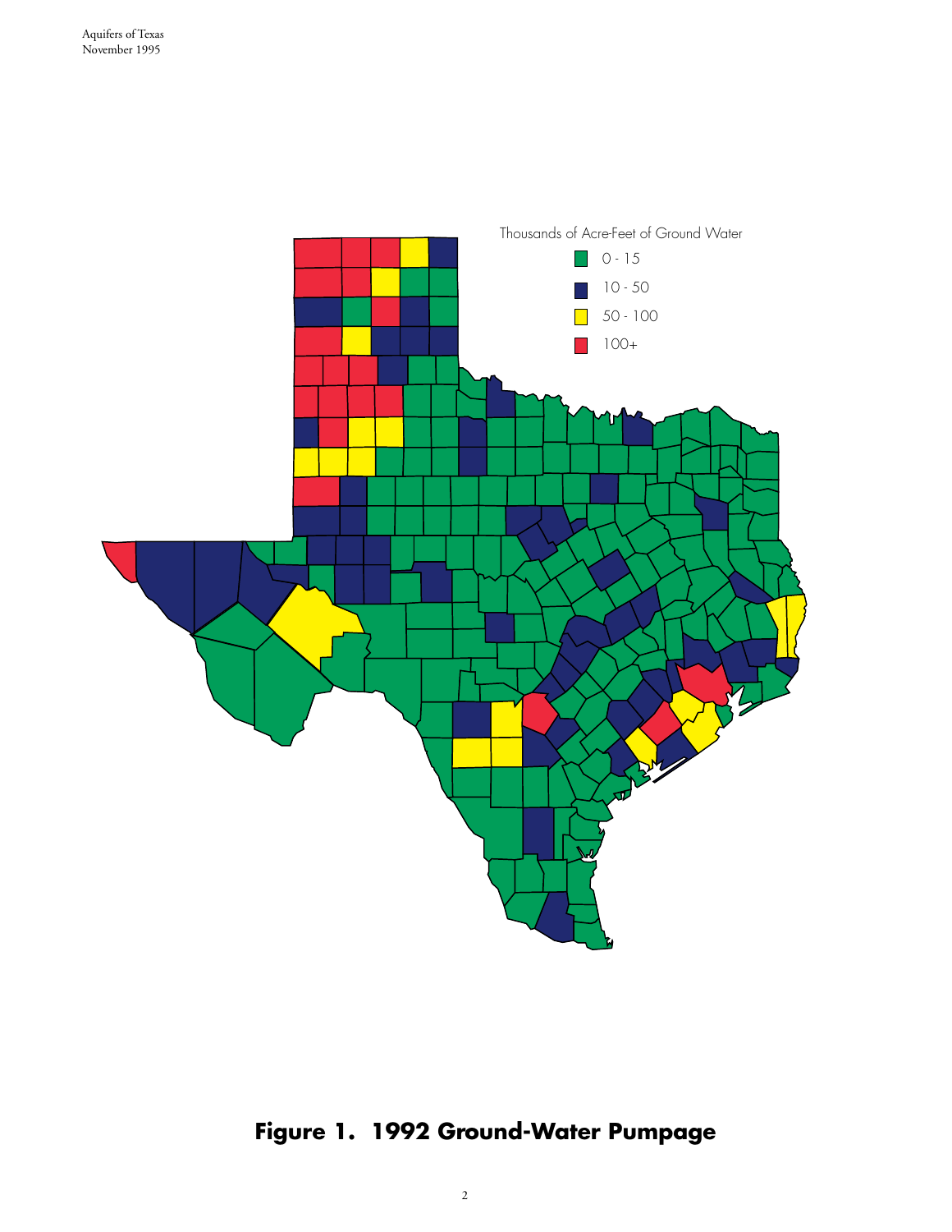Thousands of Acre-Feet of Ground Water

- 0 - 15
- 10 - 50
- 50 - 100
- 100+

**Figure 1. 1992 Ground-Water Pumpage**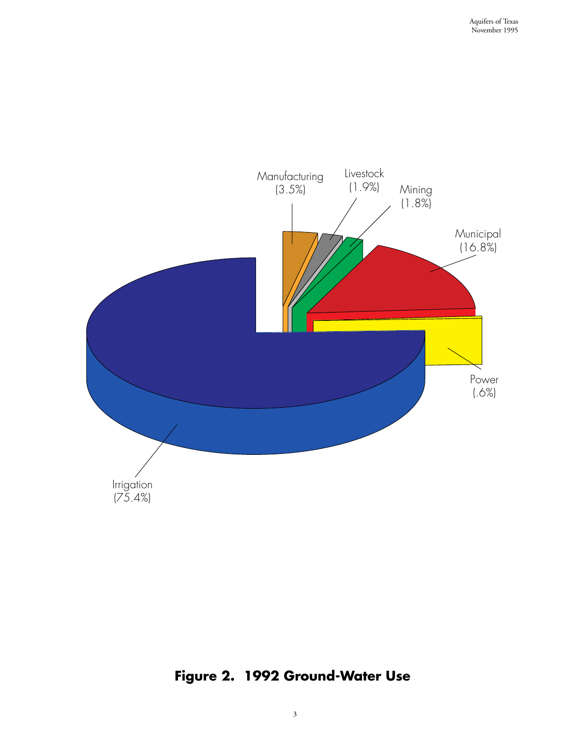Manufacturing (3.5%)

Livestock (1.9%)

Mining (1.8%)

Municipal (16.8%)

Power (.6%)

Irrigation (75.4%)

**Figure 2. 1992 Ground-Water Use**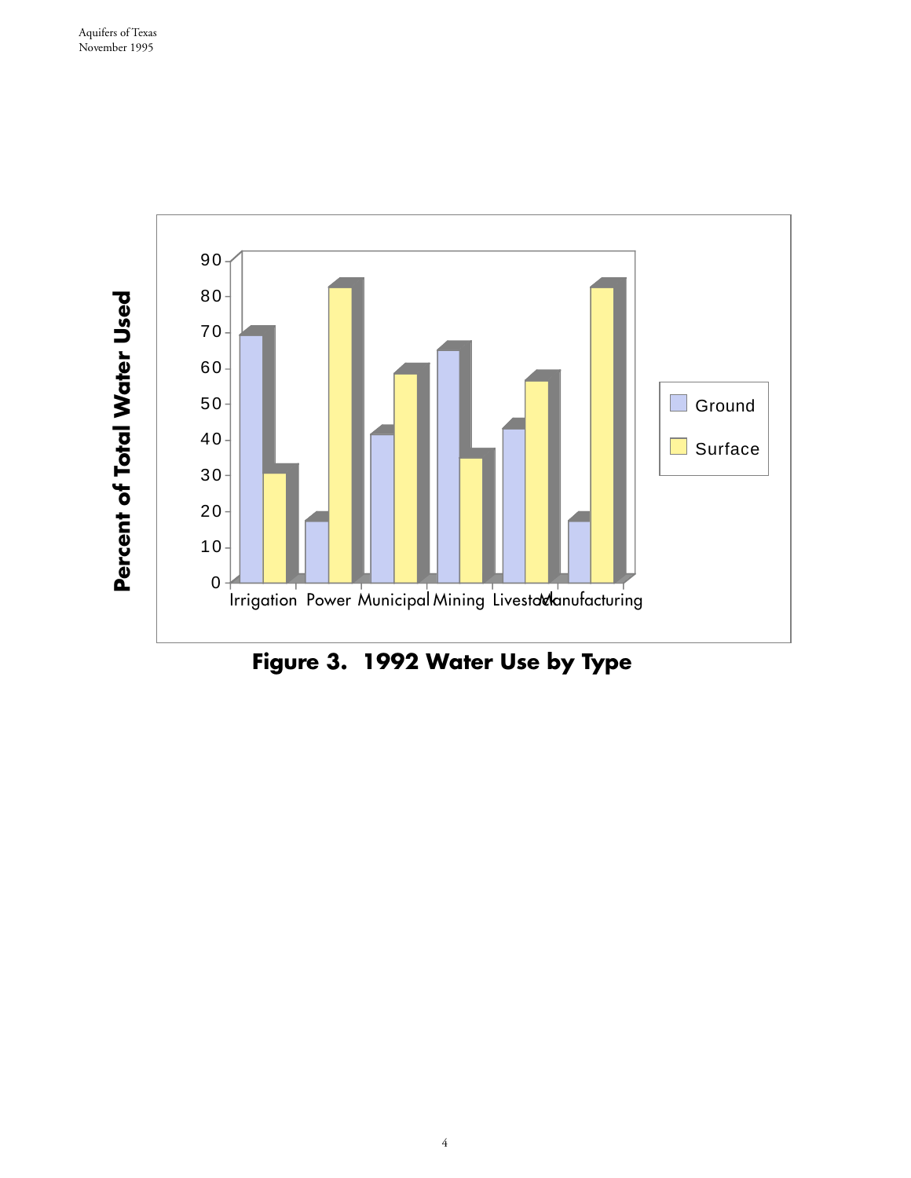Figure 3.  1992 Water Use by Type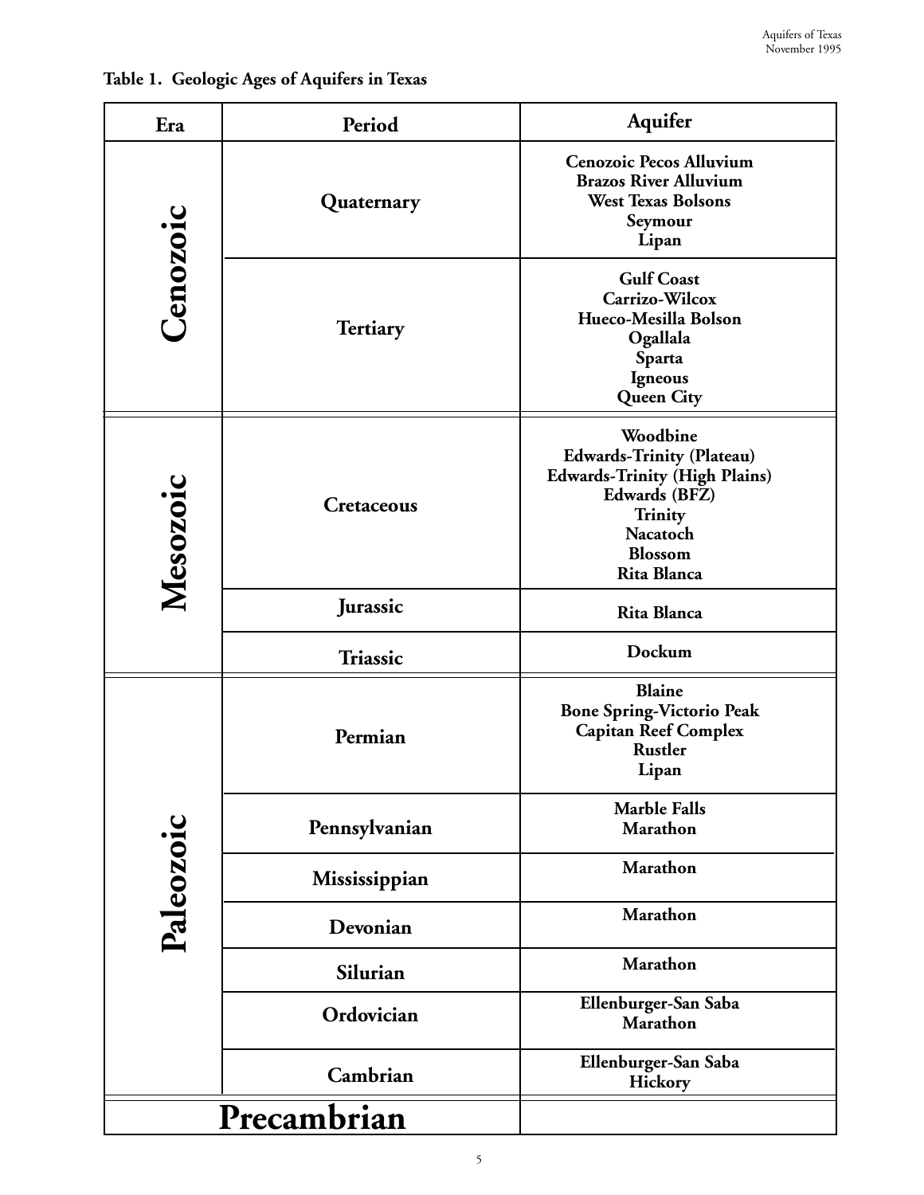**Table 1. Geologic Ages of Aquifers in Texas**

| Era | Period | Aquifer |
|---|---|---|
| Cenozoic | Quaternary | Cenozoic Pecos Alluvium<br>Brazos River Alluvium<br>West Texas Bolsons<br>Seymour<br>Lipan |
| | Tertiary | Gulf Coast<br>Carrizo-Wilcox<br>Hueco-Mesilla Bolson<br>Ogallala<br>Sparta<br>Igneous<br>Queen City |
| Mesozoic | Cretaceous | Woodbine<br>Edwards-Trinity (Plateau)<br>Edwards-Trinity (High Plains)<br>Edwards (BFZ)<br>Trinity<br>Nacatoch<br>Blossom<br>Rita Blanca |
| | Jurassic | Rita Blanca |
| | Triassic | Dockum |
| Paleozoic | Permian | Blaine<br>Bone Spring-Victorio Peak<br>Capitan Reef Complex<br>Rustler<br>Lipan |
| | Pennsylvanian | Marble Falls<br>Marathon |
| | Mississippian | Marathon |
| | Devonian | Marathon |
| | Silurian | Marathon |
| | Ordovician | Ellenburger-San Saba<br>Marathon |
| | Cambrian | Ellenburger-San Saba<br>Hickory |
| Precambrian | | |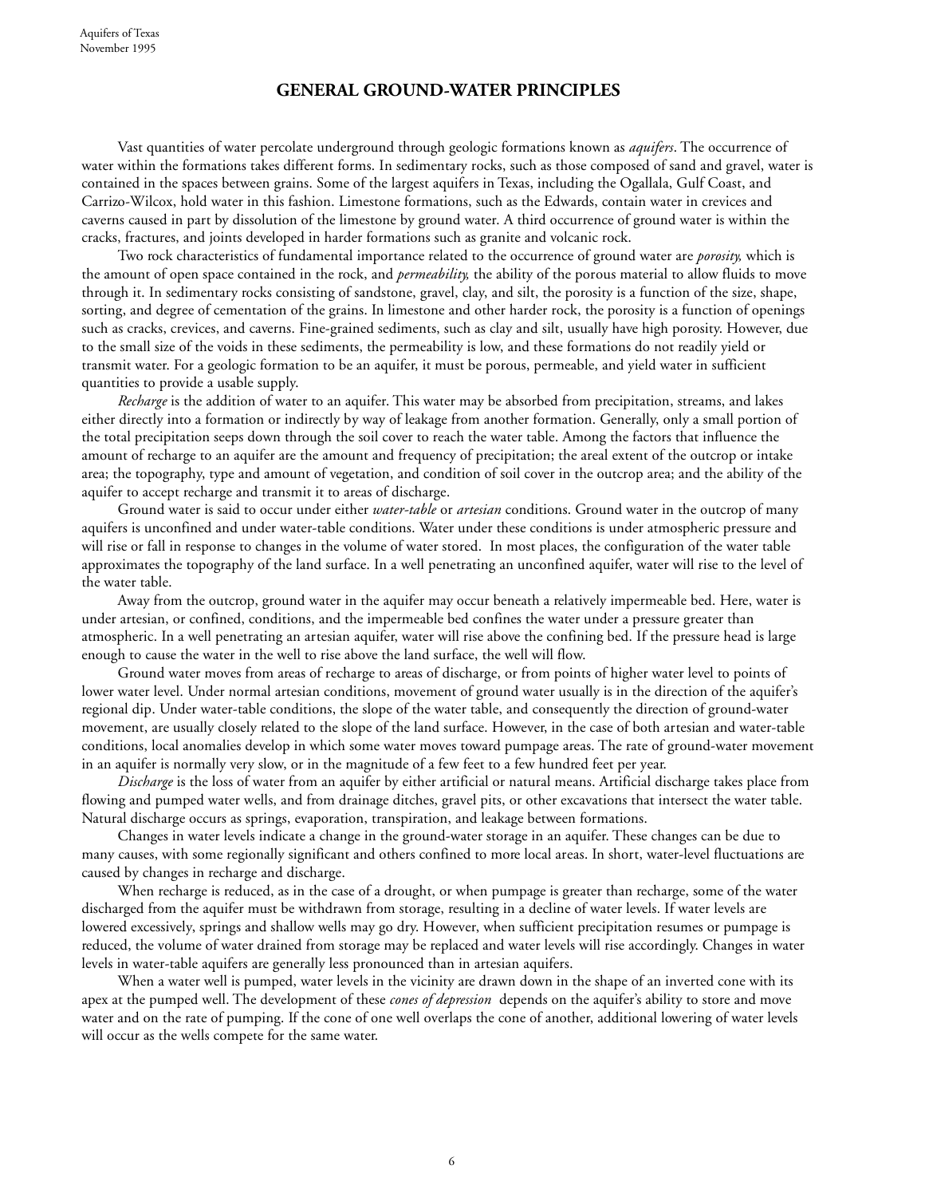# GENERAL GROUND-WATER PRINCIPLES

Vast quantities of water percolate underground through geologic formations known as *aquifers*. The occurrence of water within the formations takes different forms. In sedimentary rocks, such as those composed of sand and gravel, water is contained in the spaces between grains. Some of the largest aquifers in Texas, including the Ogallala, Gulf Coast, and Carrizo-Wilcox, hold water in this fashion. Limestone formations, such as the Edwards, contain water in crevices and caverns caused in part by dissolution of the limestone by ground water. A third occurrence of ground water is within the cracks, fractures, and joints developed in harder formations such as granite and volcanic rock.

Two rock characteristics of fundamental importance related to the occurrence of ground water are *porosity,* which is the amount of open space contained in the rock, and *permeability,* the ability of the porous material to allow fluids to move through it. In sedimentary rocks consisting of sandstone, gravel, clay, and silt, the porosity is a function of the size, shape, sorting, and degree of cementation of the grains. In limestone and other harder rock, the porosity is a function of openings such as cracks, crevices, and caverns. Fine-grained sediments, such as clay and silt, usually have high porosity. However, due to the small size of the voids in these sediments, the permeability is low, and these formations do not readily yield or transmit water. For a geologic formation to be an aquifer, it must be porous, permeable, and yield water in sufficient quantities to provide a usable supply.

*Recharge* is the addition of water to an aquifer. This water may be absorbed from precipitation, streams, and lakes either directly into a formation or indirectly by way of leakage from another formation. Generally, only a small portion of the total precipitation seeps down through the soil cover to reach the water table. Among the factors that influence the amount of recharge to an aquifer are the amount and frequency of precipitation; the areal extent of the outcrop or intake area; the topography, type and amount of vegetation, and condition of soil cover in the outcrop area; and the ability of the aquifer to accept recharge and transmit it to areas of discharge.

Ground water is said to occur under either *water-table* or *artesian* conditions. Ground water in the outcrop of many aquifers is unconfined and under water-table conditions. Water under these conditions is under atmospheric pressure and will rise or fall in response to changes in the volume of water stored. In most places, the configuration of the water table approximates the topography of the land surface. In a well penetrating an unconfined aquifer, water will rise to the level of the water table.

Away from the outcrop, ground water in the aquifer may occur beneath a relatively impermeable bed. Here, water is under artesian, or confined, conditions, and the impermeable bed confines the water under a pressure greater than atmospheric. In a well penetrating an artesian aquifer, water will rise above the confining bed. If the pressure head is large enough to cause the water in the well to rise above the land surface, the well will flow.

Ground water moves from areas of recharge to areas of discharge, or from points of higher water level to points of lower water level. Under normal artesian conditions, movement of ground water usually is in the direction of the aquifer's regional dip. Under water-table conditions, the slope of the water table, and consequently the direction of ground-water movement, are usually closely related to the slope of the land surface. However, in the case of both artesian and water-table conditions, local anomalies develop in which some water moves toward pumpage areas. The rate of ground-water movement in an aquifer is normally very slow, or in the magnitude of a few feet to a few hundred feet per year.

*Discharge* is the loss of water from an aquifer by either artificial or natural means. Artificial discharge takes place from flowing and pumped water wells, and from drainage ditches, gravel pits, or other excavations that intersect the water table. Natural discharge occurs as springs, evaporation, transpiration, and leakage between formations.

Changes in water levels indicate a change in the ground-water storage in an aquifer. These changes can be due to many causes, with some regionally significant and others confined to more local areas. In short, water-level fluctuations are caused by changes in recharge and discharge.

When recharge is reduced, as in the case of a drought, or when pumpage is greater than recharge, some of the water discharged from the aquifer must be withdrawn from storage, resulting in a decline of water levels. If water levels are lowered excessively, springs and shallow wells may go dry. However, when sufficient precipitation resumes or pumpage is reduced, the volume of water drained from storage may be replaced and water levels will rise accordingly. Changes in water levels in water-table aquifers are generally less pronounced than in artesian aquifers.

When a water well is pumped, water levels in the vicinity are drawn down in the shape of an inverted cone with its apex at the pumped well. The development of these *cones of depression* depends on the aquifer's ability to store and move water and on the rate of pumping. If the cone of one well overlaps the cone of another, additional lowering of water levels will occur as the wells compete for the same water.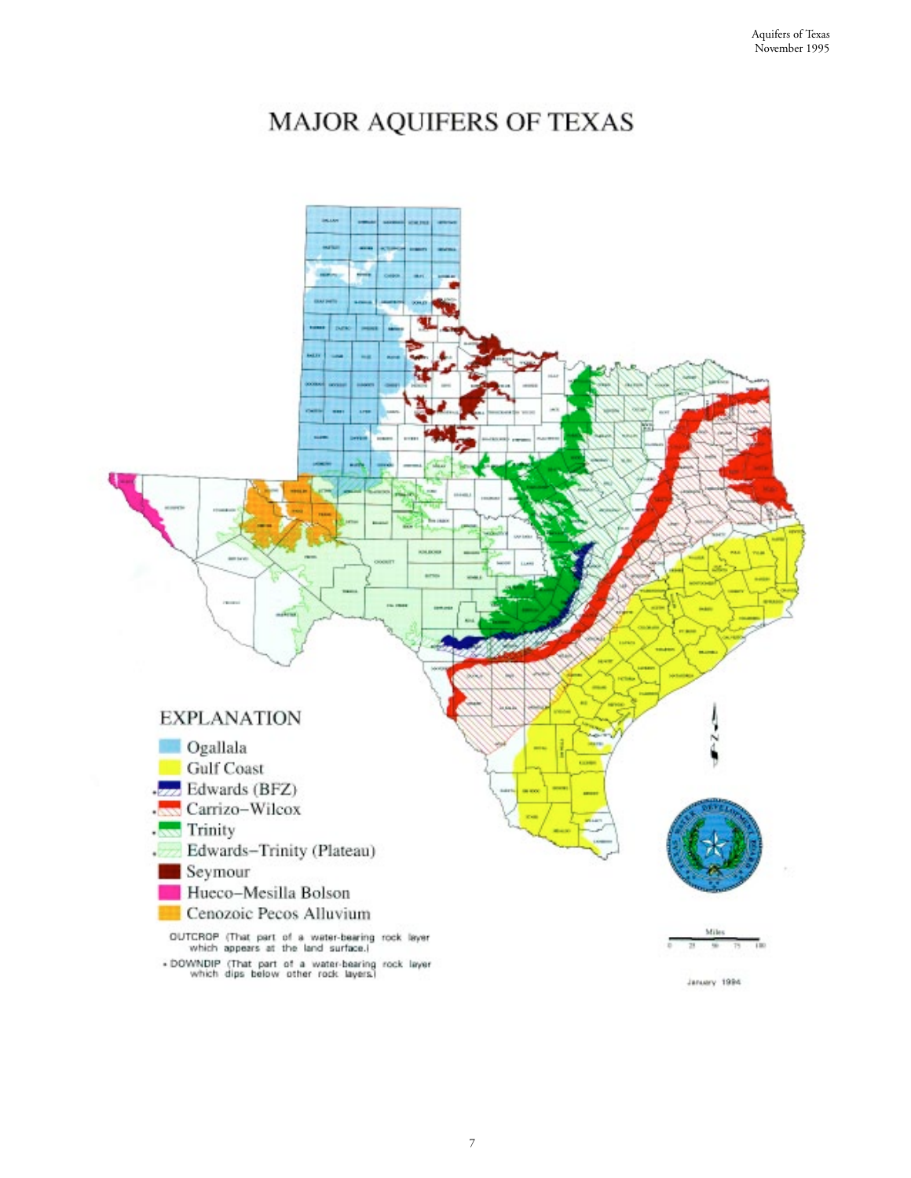# MAJOR AQUIFERS OF TEXAS

## EXPLANATION

- Ogallala
- Gulf Coast
- * Edwards (BFZ)
- * Carrizo–Wilcox
- * Trinity
- * Edwards–Trinity (Plateau)
- Seymour
- Hueco–Mesilla Bolson
- Cenozoic Pecos Alluvium

OUTCROP (That part of a water-bearing rock layer which appears at the land surface.)

* DOWNDIP (That part of a water-bearing rock layer which dips below other rock layers.)

Miles

0 25 50 75 100

January 1994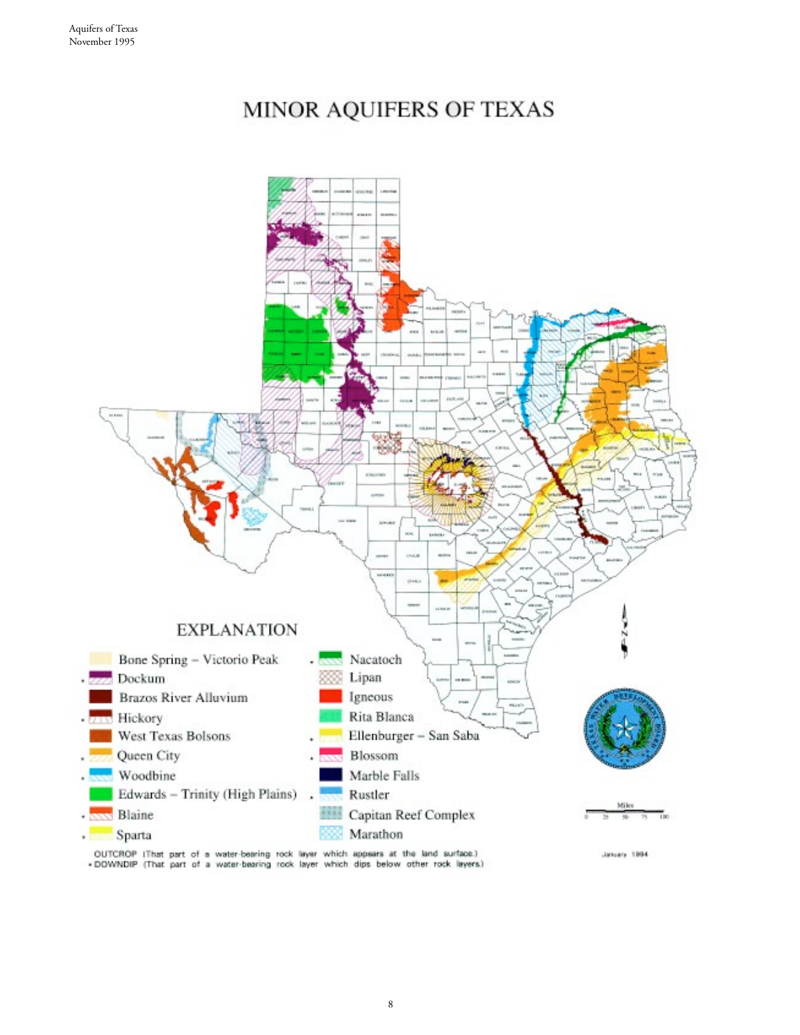# MINOR AQUIFERS OF TEXAS

## EXPLANATION

- Bone Spring – Victorio Peak
- • Dockum
- Brazos River Alluvium
- • Hickory
- West Texas Bolsons
- • Queen City
- • Woodbine
- Edwards – Trinity (High Plains)
- • Blaine
- • Sparta
- • Nacatoch
- Lipan
- Igneous
- Rita Blanca
- • Ellenburger – San Saba
- • Blossom
- Marble Falls
- • Rustler
- Capitan Reef Complex
- Marathon

OUTCROP (That part of a water-bearing rock layer which appears at the land surface.)
• DOWNDIP (That part of a water-bearing rock layer which dips below other rock layers.)

Miles
0 25 50 75 100

January 1994